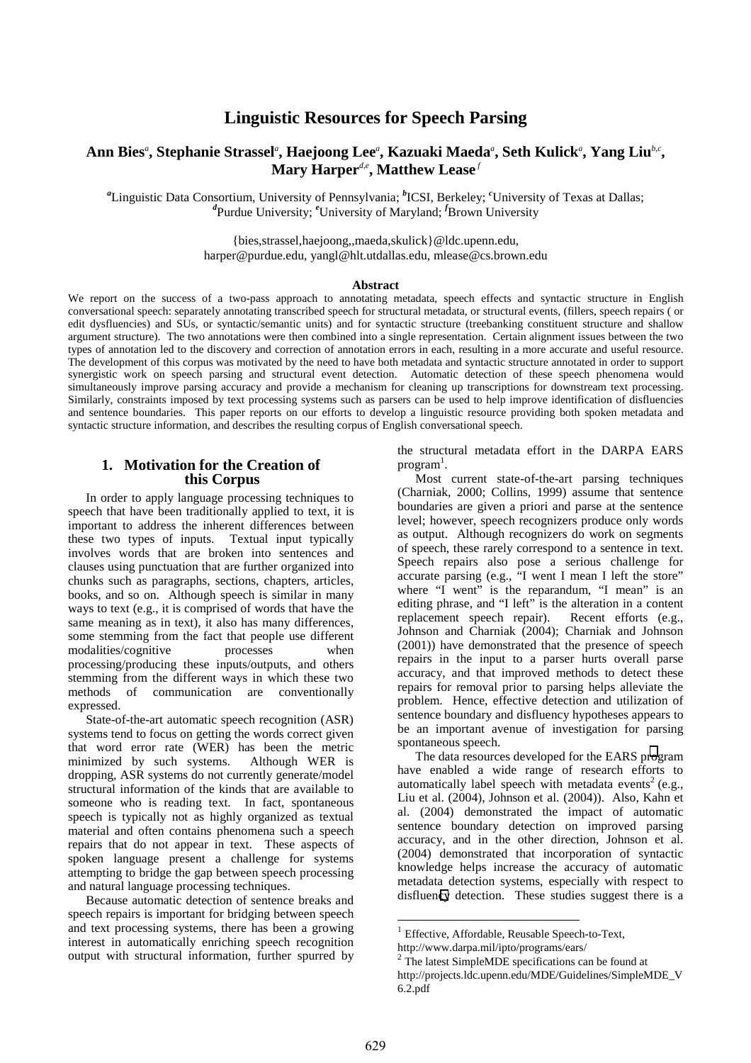# Linguistic Resources for Speech Parsing

**Ann Bies[a], Stephanie Strassel[a], Haejoong Lee[a], Kazuaki Maeda[a], Seth Kulick[a], Yang Liu[b,c], Mary Harper[d,e], Matthew Lease[f]**

[a]Linguistic Data Consortium, University of Pennsylvania; [b]ICSI, Berkeley; [c]University of Texas at Dallas; [d]Purdue University; [e]University of Maryland; [f]Brown University

{bies,strassel,haejoong,,maeda,skulick}@ldc.upenn.edu, harper@purdue.edu, yangl@hlt.utdallas.edu, mlease@cs.brown.edu

**Abstract**

We report on the success of a two-pass approach to annotating metadata, speech effects and syntactic structure in English conversational speech: separately annotating transcribed speech for structural metadata, or structural events, (fillers, speech repairs ( or edit dysfluencies) and SUs, or syntactic/semantic units) and for syntactic structure (treebanking constituent structure and shallow argument structure). The two annotations were then combined into a single representation. Certain alignment issues between the two types of annotation led to the discovery and correction of annotation errors in each, resulting in a more accurate and useful resource. The development of this corpus was motivated by the need to have both metadata and syntactic structure annotated in order to support synergistic work on speech parsing and structural event detection. Automatic detection of these speech phenomena would simultaneously improve parsing accuracy and provide a mechanism for cleaning up transcriptions for downstream text processing. Similarly, constraints imposed by text processing systems such as parsers can be used to help improve identification of disfluencies and sentence boundaries. This paper reports on our efforts to develop a linguistic resource providing both spoken metadata and syntactic structure information, and describes the resulting corpus of English conversational speech.

## 1. Motivation for the Creation of this Corpus

In order to apply language processing techniques to speech that have been traditionally applied to text, it is important to address the inherent differences between these two types of inputs. Textual input typically involves words that are broken into sentences and clauses using punctuation that are further organized into chunks such as paragraphs, sections, chapters, articles, books, and so on. Although speech is similar in many ways to text (e.g., it is comprised of words that have the same meaning as in text), it also has many differences, some stemming from the fact that people use different modalities/cognitive processes when processing/producing these inputs/outputs, and others stemming from the different ways in which these two methods of communication are conventionally expressed.

State-of-the-art automatic speech recognition (ASR) systems tend to focus on getting the words correct given that word error rate (WER) has been the metric minimized by such systems. Although WER is dropping, ASR systems do not currently generate/model structural information of the kinds that are available to someone who is reading text. In fact, spontaneous speech is typically not as highly organized as textual material and often contains phenomena such a speech repairs that do not appear in text. These aspects of spoken language present a challenge for systems attempting to bridge the gap between speech processing and natural language processing techniques.

Because automatic detection of sentence breaks and speech repairs is important for bridging between speech and text processing systems, there has been a growing interest in automatically enriching speech recognition output with structural information, further spurred by the structural metadata effort in the DARPA EARS program[1].

Most current state-of-the-art parsing techniques (Charniak, 2000; Collins, 1999) assume that sentence boundaries are given a priori and parse at the sentence level; however, speech recognizers produce only words as output. Although recognizers do work on segments of speech, these rarely correspond to a sentence in text. Speech repairs also pose a serious challenge for accurate parsing (e.g., "I went I mean I left the store" where "I went" is the reparandum, "I mean" is an editing phrase, and "I left" is the alteration in a content replacement speech repair). Recent efforts (e.g., Johnson and Charniak (2004); Charniak and Johnson (2001)) have demonstrated that the presence of speech repairs in the input to a parser hurts overall parse accuracy, and that improved methods to detect these repairs for removal prior to parsing helps alleviate the problem. Hence, effective detection and utilization of sentence boundary and disfluency hypotheses appears to be an important avenue of investigation for parsing spontaneous speech.

The data resources developed for the EARS program have enabled a wide range of research efforts to automatically label speech with metadata events[2] (e.g., Liu et al. (2004), Johnson et al. (2004)). Also, Kahn et al. (2004) demonstrated the impact of automatic sentence boundary detection on improved parsing accuracy, and in the other direction, Johnson et al. (2004) demonstrated that incorporation of syntactic knowledge helps increase the accuracy of automatic metadata detection systems, especially with respect to disfluency detection. These studies suggest there is a

---

[1] Effective, Affordable, Reusable Speech-to-Text, http://www.darpa.mil/ipto/programs/ears/

[2] The latest SimpleMDE specifications can be found at http://projects.ldc.upenn.edu/MDE/Guidelines/SimpleMDE_V6.2.pdf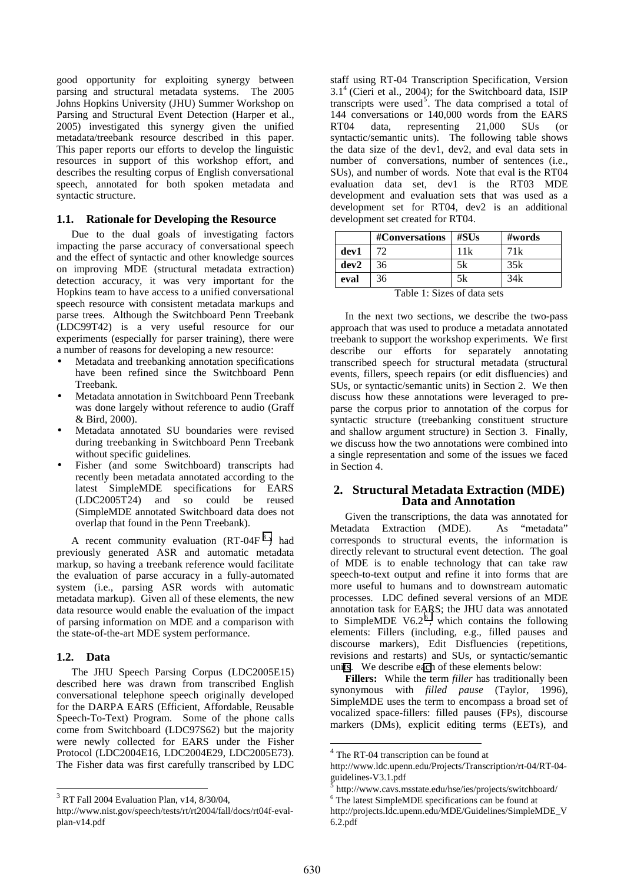good opportunity for exploiting synergy between parsing and structural metadata systems. The 2005 Johns Hopkins University (JHU) Summer Workshop on Parsing and Structural Event Detection (Harper et al., 2005) investigated this synergy given the unified metadata/treebank resource described in this paper. This paper reports our efforts to develop the linguistic resources in support of this workshop effort, and describes the resulting corpus of English conversational speech, annotated for both spoken metadata and syntactic structure.

### 1.1. Rationale for Developing the Resource

Due to the dual goals of investigating factors impacting the parse accuracy of conversational speech and the effect of syntactic and other knowledge sources on improving MDE (structural metadata extraction) detection accuracy, it was very important for the Hopkins team to have access to a unified conversational speech resource with consistent metadata markups and parse trees. Although the Switchboard Penn Treebank (LDC99T42) is a very useful resource for our experiments (especially for parser training), there were a number of reasons for developing a new resource:

- Metadata and treebanking annotation specifications have been refined since the Switchboard Penn Treebank.
- Metadata annotation in Switchboard Penn Treebank was done largely without reference to audio (Graff & Bird, 2000).
- Metadata annotated SU boundaries were revised during treebanking in Switchboard Penn Treebank without specific guidelines.
- Fisher (and some Switchboard) transcripts had recently been metadata annotated according to the latest SimpleMDE specifications for EARS (LDC2005T24) and so could be reused (SimpleMDE annotated Switchboard data does not overlap that found in the Penn Treebank).

A recent community evaluation (RT-04F[3]) had previously generated ASR and automatic metadata markup, so having a treebank reference would facilitate the evaluation of parse accuracy in a fully-automated system (i.e., parsing ASR words with automatic metadata markup). Given all of these elements, the new data resource would enable the evaluation of the impact of parsing information on MDE and a comparison with the state-of-the-art MDE system performance.

### 1.2. Data

The JHU Speech Parsing Corpus (LDC2005E15) described here was drawn from transcribed English conversational telephone speech originally developed for the DARPA EARS (Efficient, Affordable, Reusable Speech-To-Text) Program. Some of the phone calls come from Switchboard (LDC97S62) but the majority were newly collected for EARS under the Fisher Protocol (LDC2004E16, LDC2004E29, LDC2005E73). The Fisher data was first carefully transcribed by LDC staff using RT-04 Transcription Specification, Version 3.1[4] (Cieri et al., 2004); for the Switchboard data, ISIP transcripts were used[5]. The data comprised a total of 144 conversations or 140,000 words from the EARS RT04 data, representing 21,000 SUs (or syntactic/semantic units). The following table shows the data size of the dev1, dev2, and eval data sets in number of conversations, number of sentences (i.e., SUs), and number of words. Note that eval is the RT04 evaluation data set, dev1 is the RT03 MDE development and evaluation sets that was used as a development set for RT04, dev2 is an additional development set created for RT04.

| | #Conversations | #SUs | #words |
|---|---|---|---|
| **dev1** | 72 | 11k | 71k |
| **dev2** | 36 | 5k | 35k |
| **eval** | 36 | 5k | 34k |

Table 1: Sizes of data sets

In the next two sections, we describe the two-pass approach that was used to produce a metadata annotated treebank to support the workshop experiments. We first describe our efforts for separately annotating transcribed speech for structural metadata (structural events, fillers, speech repairs (or edit disfluencies) and SUs, or syntactic/semantic units) in Section 2. We then discuss how these annotations were leveraged to pre-parse the corpus prior to annotation of the corpus for syntactic structure (treebanking constituent structure and shallow argument structure) in Section 3. Finally, we discuss how the two annotations were combined into a single representation and some of the issues we faced in Section 4.

## 2. Structural Metadata Extraction (MDE) Data and Annotation

Given the transcriptions, the data was annotated for Metadata Extraction (MDE). As "metadata" corresponds to structural events, the information is directly relevant to structural event detection. The goal of MDE is to enable technology that can take raw speech-to-text output and refine it into forms that are more useful to humans and to downstream automatic processes. LDC defined several versions of an MDE annotation task for EARS; the JHU data was annotated to SimpleMDE V6.2[6], which contains the following elements: Fillers (including, e.g., filled pauses and discourse markers), Edit Disfluencies (repetitions, revisions and restarts) and SUs, or syntactic/semantic units. We describe each of these elements below:

**Fillers:** While the term *filler* has traditionally been synonymous with *filled pause* (Taylor, 1996), SimpleMDE uses the term to encompass a broad set of vocalized space-fillers: filled pauses (FPs), discourse markers (DMs), explicit editing terms (EETs), and

[3] RT Fall 2004 Evaluation Plan, v14, 8/30/04, http://www.nist.gov/speech/tests/rt/rt2004/fall/docs/rt04f-eval-plan-v14.pdf

[4] The RT-04 transcription can be found at http://www.ldc.upenn.edu/Projects/Transcription/rt-04/RT-04-guidelines-V3.1.pdf

[5] http://www.cavs.msstate.edu/hse/ies/projects/switchboard/

[6] The latest SimpleMDE specifications can be found at http://projects.ldc.upenn.edu/MDE/Guidelines/SimpleMDE_V6.2.pdf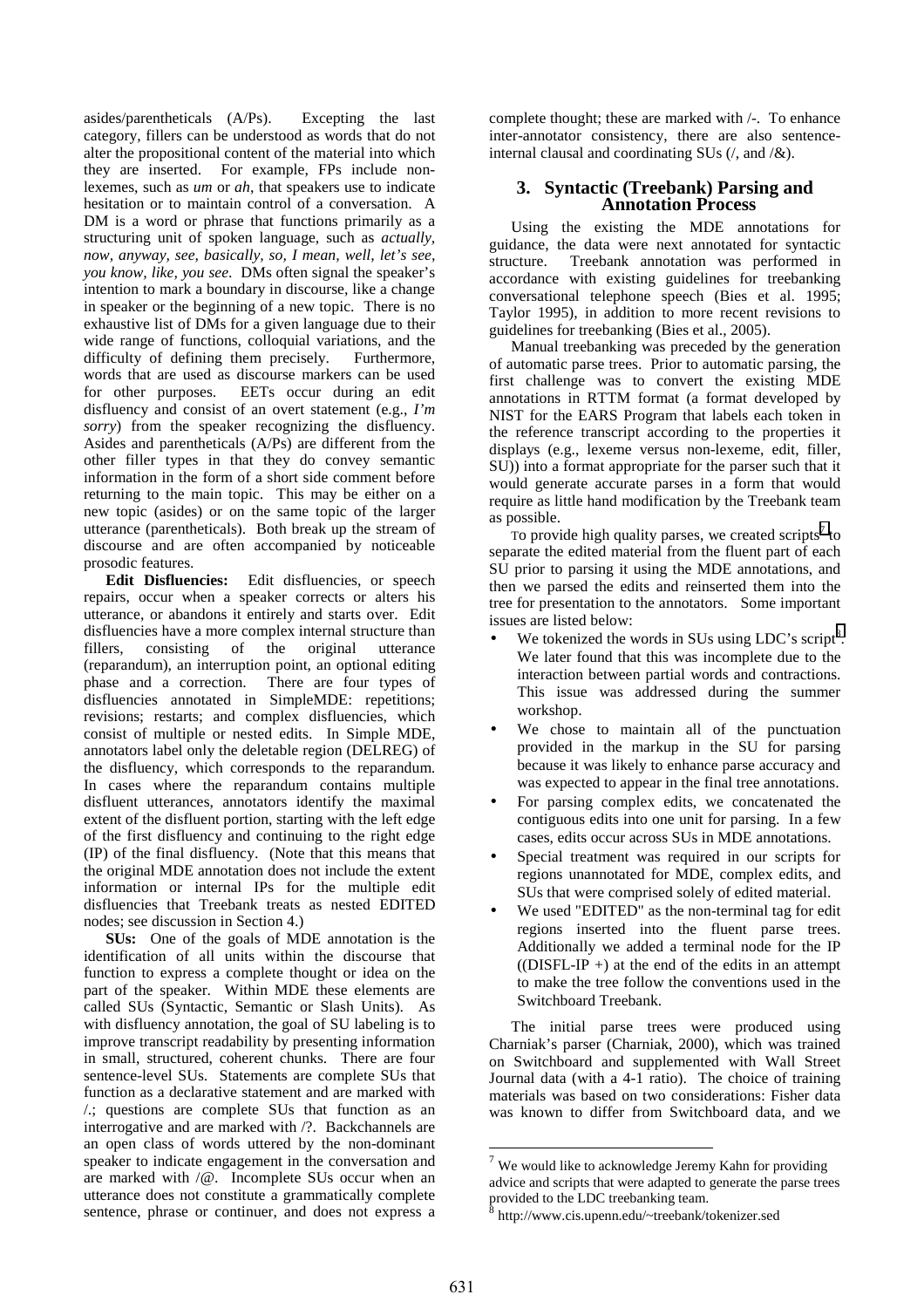asides/parentheticals (A/Ps). Excepting the last category, fillers can be understood as words that do not alter the propositional content of the material into which they are inserted. For example, FPs include non-lexemes, such as *um* or *ah*, that speakers use to indicate hesitation or to maintain control of a conversation. A DM is a word or phrase that functions primarily as a structuring unit of spoken language, such as *actually, now, anyway, see, basically, so, I mean, well, let's see, you know, like, you see*. DMs often signal the speaker's intention to mark a boundary in discourse, like a change in speaker or the beginning of a new topic. There is no exhaustive list of DMs for a given language due to their wide range of functions, colloquial variations, and the difficulty of defining them precisely. Furthermore, words that are used as discourse markers can be used for other purposes. EETs occur during an edit disfluency and consist of an overt statement (e.g., *I'm sorry*) from the speaker recognizing the disfluency. Asides and parentheticals (A/Ps) are different from the other filler types in that they do convey semantic information in the form of a short side comment before returning to the main topic. This may be either on a new topic (asides) or on the same topic of the larger utterance (parentheticals). Both break up the stream of discourse and are often accompanied by noticeable prosodic features.

**Edit Disfluencies:** Edit disfluencies, or speech repairs, occur when a speaker corrects or alters his utterance, or abandons it entirely and starts over. Edit disfluencies have a more complex internal structure than fillers, consisting of the original utterance (reparandum), an interruption point, an optional editing phase and a correction. There are four types of disfluencies annotated in SimpleMDE: repetitions; revisions; restarts; and complex disfluencies, which consist of multiple or nested edits. In Simple MDE, annotators label only the deletable region (DELREG) of the disfluency, which corresponds to the reparandum. In cases where the reparandum contains multiple disfluent utterances, annotators identify the maximal extent of the disfluent portion, starting with the left edge of the first disfluency and continuing to the right edge (IP) of the final disfluency. (Note that this means that the original MDE annotation does not include the extent information or internal IPs for the multiple edit disfluencies that Treebank treats as nested EDITED nodes; see discussion in Section 4.)

**SUs:** One of the goals of MDE annotation is the identification of all units within the discourse that function to express a complete thought or idea on the part of the speaker. Within MDE these elements are called SUs (Syntactic, Semantic or Slash Units). As with disfluency annotation, the goal of SU labeling is to improve transcript readability by presenting information in small, structured, coherent chunks. There are four sentence-level SUs. Statements are complete SUs that function as a declarative statement and are marked with /.; questions are complete SUs that function as an interrogative and are marked with /?. Backchannels are an open class of words uttered by the non-dominant speaker to indicate engagement in the conversation and are marked with /@. Incomplete SUs occur when an utterance does not constitute a grammatically complete sentence, phrase or continuer, and does not express a complete thought; these are marked with /-. To enhance inter-annotator consistency, there are also sentence-internal clausal and coordinating SUs (/, and /&).

## 3. Syntactic (Treebank) Parsing and Annotation Process

Using the existing the MDE annotations for guidance, the data were next annotated for syntactic structure. Treebank annotation was performed in accordance with existing guidelines for treebanking conversational telephone speech (Bies et al. 1995; Taylor 1995), in addition to more recent revisions to guidelines for treebanking (Bies et al., 2005).

Manual treebanking was preceded by the generation of automatic parse trees. Prior to automatic parsing, the first challenge was to convert the existing MDE annotations in RTTM format (a format developed by NIST for the EARS Program that labels each token in the reference transcript according to the properties it displays (e.g., lexeme versus non-lexeme, edit, filler, SU)) into a format appropriate for the parser such that it would generate accurate parses in a form that would require as little hand modification by the Treebank team as possible.

To provide high quality parses, we created scripts[7] to separate the edited material from the fluent part of each SU prior to parsing it using the MDE annotations, and then we parsed the edits and reinserted them into the tree for presentation to the annotators. Some important issues are listed below:

- We tokenized the words in SUs using LDC's script[8]. We later found that this was incomplete due to the interaction between partial words and contractions. This issue was addressed during the summer workshop.
- We chose to maintain all of the punctuation provided in the markup in the SU for parsing because it was likely to enhance parse accuracy and was expected to appear in the final tree annotations.
- For parsing complex edits, we concatenated the contiguous edits into one unit for parsing. In a few cases, edits occur across SUs in MDE annotations.
- Special treatment was required in our scripts for regions unannotated for MDE, complex edits, and SUs that were comprised solely of edited material.
- We used "EDITED" as the non-terminal tag for edit regions inserted into the fluent parse trees. Additionally we added a terminal node for the IP ((DISFL-IP +) at the end of the edits in an attempt to make the tree follow the conventions used in the Switchboard Treebank.

The initial parse trees were produced using Charniak's parser (Charniak, 2000), which was trained on Switchboard and supplemented with Wall Street Journal data (with a 4-1 ratio). The choice of training materials was based on two considerations: Fisher data was known to differ from Switchboard data, and we

---

[7] We would like to acknowledge Jeremy Kahn for providing advice and scripts that were adapted to generate the parse trees provided to the LDC treebanking team.

[8] http://www.cis.upenn.edu/~treebank/tokenizer.sed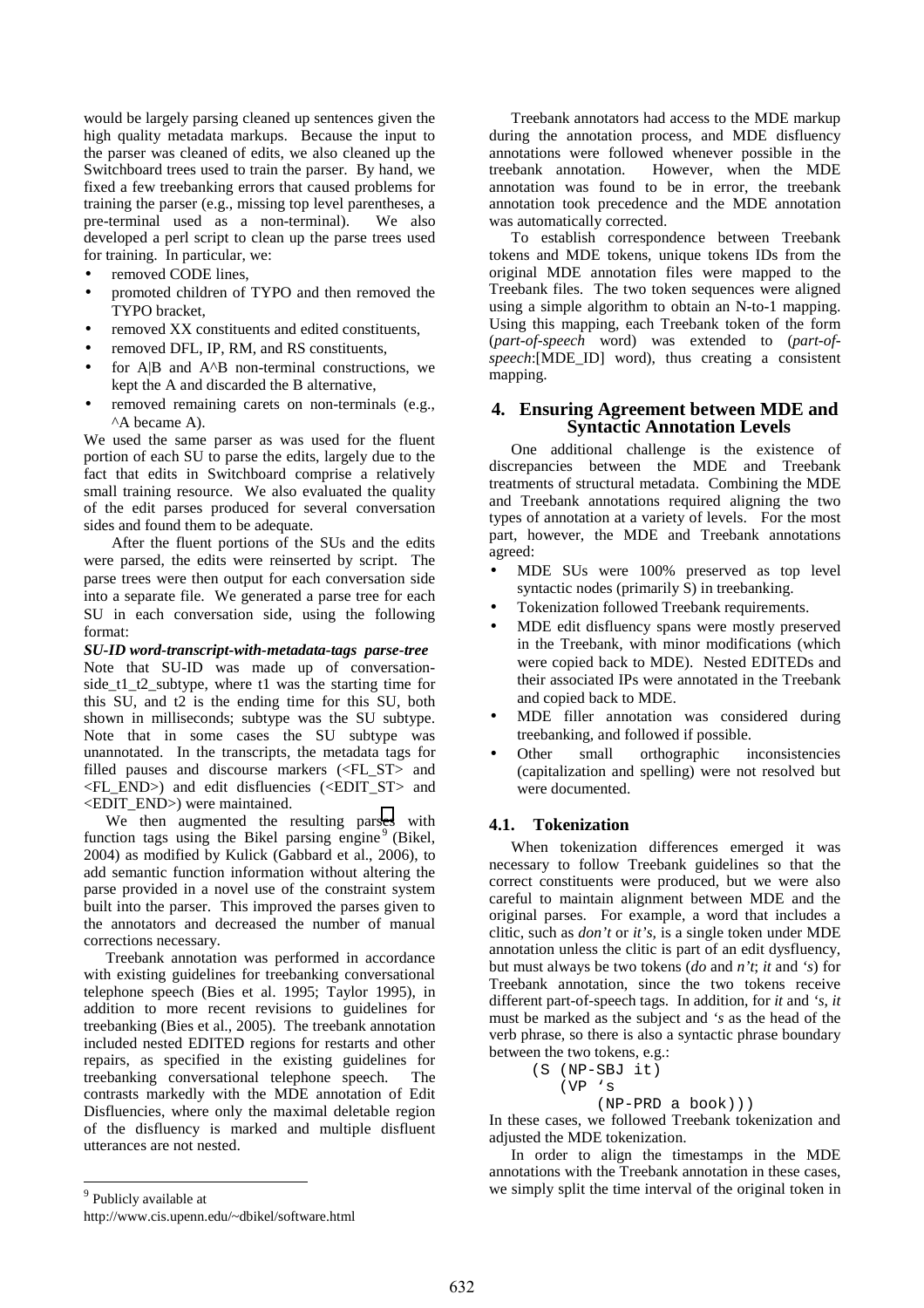would be largely parsing cleaned up sentences given the high quality metadata markups. Because the input to the parser was cleaned of edits, we also cleaned up the Switchboard trees used to train the parser. By hand, we fixed a few treebanking errors that caused problems for training the parser (e.g., missing top level parentheses, a pre-terminal used as a non-terminal). We also developed a perl script to clean up the parse trees used for training. In particular, we:

- removed CODE lines,
- promoted children of TYPO and then removed the TYPO bracket,
- removed XX constituents and edited constituents,
- removed DFL, IP, RM, and RS constituents,
- for A|B and A^B non-terminal constructions, we kept the A and discarded the B alternative,
- removed remaining carets on non-terminals (e.g., ^A became A).

We used the same parser as was used for the fluent portion of each SU to parse the edits, largely due to the fact that edits in Switchboard comprise a relatively small training resource. We also evaluated the quality of the edit parses produced for several conversation sides and found them to be adequate.

After the fluent portions of the SUs and the edits were parsed, the edits were reinserted by script. The parse trees were then output for each conversation side into a separate file. We generated a parse tree for each SU in each conversation side, using the following format:

***SU-ID word-transcript-with-metadata-tags parse-tree***

Note that SU-ID was made up of conversation-side_t1_t2_subtype, where t1 was the starting time for this SU, and t2 is the ending time for this SU, both shown in milliseconds; subtype was the SU subtype. Note that in some cases the SU subtype was unannotated. In the transcripts, the metadata tags for filled pauses and discourse markers (<FL_ST> and <FL_END>) and edit disfluencies (<EDIT_ST> and <EDIT_END>) were maintained.

We then augmented the resulting parses with function tags using the Bikel parsing engine[9] (Bikel, 2004) as modified by Kulick (Gabbard et al., 2006), to add semantic function information without altering the parse provided in a novel use of the constraint system built into the parser. This improved the parses given to the annotators and decreased the number of manual corrections necessary.

Treebank annotation was performed in accordance with existing guidelines for treebanking conversational telephone speech (Bies et al. 1995; Taylor 1995), in addition to more recent revisions to guidelines for treebanking (Bies et al., 2005). The treebank annotation included nested EDITED regions for restarts and other repairs, as specified in the existing guidelines for treebanking conversational telephone speech. The contrasts markedly with the MDE annotation of Edit Disfluencies, where only the maximal deletable region of the disfluency is marked and multiple disfluent utterances are not nested.

[9] Publicly available at http://www.cis.upenn.edu/~dbikel/software.html

Treebank annotators had access to the MDE markup during the annotation process, and MDE disfluency annotations were followed whenever possible in the treebank annotation. However, when the MDE annotation was found to be in error, the treebank annotation took precedence and the MDE annotation was automatically corrected.

To establish correspondence between Treebank tokens and MDE tokens, unique tokens IDs from the original MDE annotation files were mapped to the Treebank files. The two token sequences were aligned using a simple algorithm to obtain an N-to-1 mapping. Using this mapping, each Treebank token of the form (*part-of-speech* word) was extended to (*part-of-speech*:[MDE_ID] word), thus creating a consistent mapping.

## 4. Ensuring Agreement between MDE and Syntactic Annotation Levels

One additional challenge is the existence of discrepancies between the MDE and Treebank treatments of structural metadata. Combining the MDE and Treebank annotations required aligning the two types of annotation at a variety of levels. For the most part, however, the MDE and Treebank annotations agreed:

- MDE SUs were 100% preserved as top level syntactic nodes (primarily S) in treebanking.
- Tokenization followed Treebank requirements.
- MDE edit disfluency spans were mostly preserved in the Treebank, with minor modifications (which were copied back to MDE). Nested EDITEDs and their associated IPs were annotated in the Treebank and copied back to MDE.
- MDE filler annotation was considered during treebanking, and followed if possible.
- Other small orthographic inconsistencies (capitalization and spelling) were not resolved but were documented.

### 4.1. Tokenization

When tokenization differences emerged it was necessary to follow Treebank guidelines so that the correct constituents were produced, but we were also careful to maintain alignment between MDE and the original parses. For example, a word that includes a clitic, such as *don't* or *it's*, is a single token under MDE annotation unless the clitic is part of an edit dysfluency, but must always be two tokens (*do* and *n't*; *it* and *'s*) for Treebank annotation, since the two tokens receive different part-of-speech tags. In addition, for *it* and *'s*, *it* must be marked as the subject and *'s* as the head of the verb phrase, so there is also a syntactic phrase boundary between the two tokens, e.g.:

```
(S (NP-SBJ it)
   (VP 's
       (NP-PRD a book)))
```

In these cases, we followed Treebank tokenization and adjusted the MDE tokenization.

In order to align the timestamps in the MDE annotations with the Treebank annotation in these cases, we simply split the time interval of the original token in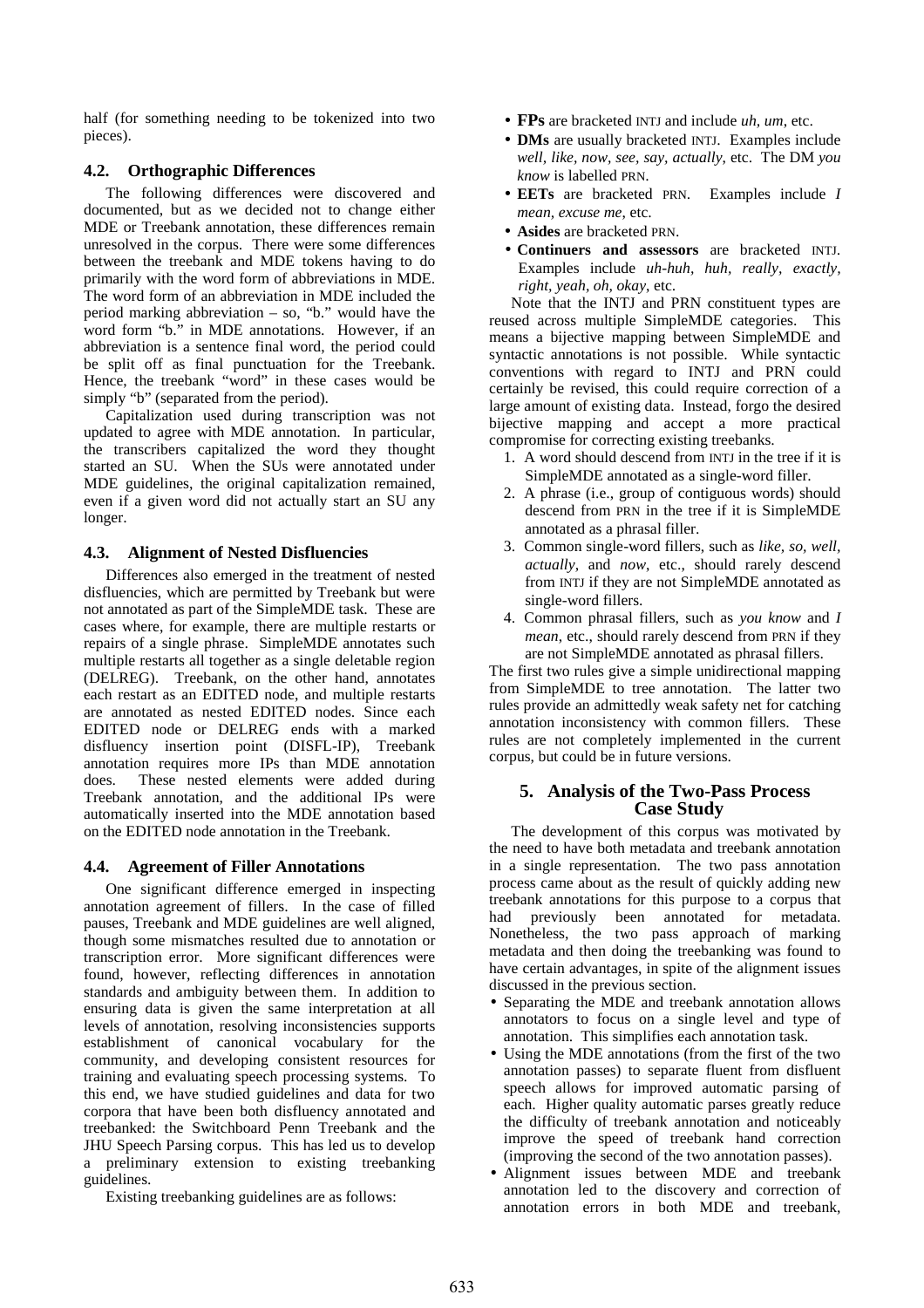half (for something needing to be tokenized into two pieces).

### 4.2. Orthographic Differences

The following differences were discovered and documented, but as we decided not to change either MDE or Treebank annotation, these differences remain unresolved in the corpus. There were some differences between the treebank and MDE tokens having to do primarily with the word form of abbreviations in MDE. The word form of an abbreviation in MDE included the period marking abbreviation – so, "b." would have the word form "b." in MDE annotations. However, if an abbreviation is a sentence final word, the period could be split off as final punctuation for the Treebank. Hence, the treebank "word" in these cases would be simply "b" (separated from the period).

Capitalization used during transcription was not updated to agree with MDE annotation. In particular, the transcribers capitalized the word they thought started an SU. When the SUs were annotated under MDE guidelines, the original capitalization remained, even if a given word did not actually start an SU any longer.

### 4.3. Alignment of Nested Disfluencies

Differences also emerged in the treatment of nested disfluencies, which are permitted by Treebank but were not annotated as part of the SimpleMDE task. These are cases where, for example, there are multiple restarts or repairs of a single phrase. SimpleMDE annotates such multiple restarts all together as a single deletable region (DELREG). Treebank, on the other hand, annotates each restart as an EDITED node, and multiple restarts are annotated as nested EDITED nodes. Since each EDITED node or DELREG ends with a marked disfluency insertion point (DISFL-IP), Treebank annotation requires more IPs than MDE annotation does. These nested elements were added during Treebank annotation, and the additional IPs were automatically inserted into the MDE annotation based on the EDITED node annotation in the Treebank.

### 4.4. Agreement of Filler Annotations

One significant difference emerged in inspecting annotation agreement of fillers. In the case of filled pauses, Treebank and MDE guidelines are well aligned, though some mismatches resulted due to annotation or transcription error. More significant differences were found, however, reflecting differences in annotation standards and ambiguity between them. In addition to ensuring data is given the same interpretation at all levels of annotation, resolving inconsistencies supports establishment of canonical vocabulary for the community, and developing consistent resources for training and evaluating speech processing systems. To this end, we have studied guidelines and data for two corpora that have been both disfluency annotated and treebanked: the Switchboard Penn Treebank and the JHU Speech Parsing corpus. This has led us to develop a preliminary extension to existing treebanking guidelines.

Existing treebanking guidelines are as follows:

- **FPs** are bracketed INTJ and include *uh, um*, etc.
- **DMs** are usually bracketed INTJ. Examples include *well, like, now, see, say, actually*, etc. The DM *you know* is labelled PRN.
- **EETs** are bracketed PRN. Examples include *I mean, excuse me*, etc.
- **Asides** are bracketed PRN.
- **Continuers and assessors** are bracketed INTJ. Examples include *uh-huh, huh, really, exactly, right, yeah, oh, okay*, etc.

Note that the INTJ and PRN constituent types are reused across multiple SimpleMDE categories. This means a bijective mapping between SimpleMDE and syntactic annotations is not possible. While syntactic conventions with regard to INTJ and PRN could certainly be revised, this could require correction of a large amount of existing data. Instead, forgo the desired bijective mapping and accept a more practical compromise for correcting existing treebanks.

1. A word should descend from INTJ in the tree if it is SimpleMDE annotated as a single-word filler.
2. A phrase (i.e., group of contiguous words) should descend from PRN in the tree if it is SimpleMDE annotated as a phrasal filler.
3. Common single-word fillers, such as *like, so, well, actually*, and *now*, etc., should rarely descend from INTJ if they are not SimpleMDE annotated as single-word fillers.
4. Common phrasal fillers, such as *you know* and *I mean*, etc., should rarely descend from PRN if they are not SimpleMDE annotated as phrasal fillers.

The first two rules give a simple unidirectional mapping from SimpleMDE to tree annotation. The latter two rules provide an admittedly weak safety net for catching annotation inconsistency with common fillers. These rules are not completely implemented in the current corpus, but could be in future versions.

## 5. Analysis of the Two-Pass Process Case Study

The development of this corpus was motivated by the need to have both metadata and treebank annotation in a single representation. The two pass annotation process came about as the result of quickly adding new treebank annotations for this purpose to a corpus that had previously been annotated for metadata. Nonetheless, the two pass approach of marking metadata and then doing the treebanking was found to have certain advantages, in spite of the alignment issues discussed in the previous section.

- Separating the MDE and treebank annotation allows annotators to focus on a single level and type of annotation. This simplifies each annotation task.
- Using the MDE annotations (from the first of the two annotation passes) to separate fluent from disfluent speech allows for improved automatic parsing of each. Higher quality automatic parses greatly reduce the difficulty of treebank annotation and noticeably improve the speed of treebank hand correction (improving the second of the two annotation passes).
- Alignment issues between MDE and treebank annotation led to the discovery and correction of annotation errors in both MDE and treebank,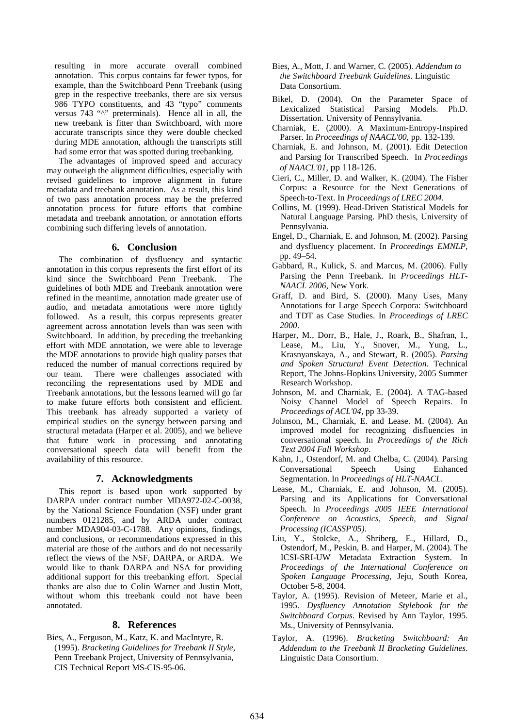resulting in more accurate overall combined annotation. This corpus contains far fewer typos, for example, than the Switchboard Penn Treebank (using grep in the respective treebanks, there are six versus 986 TYPO constituents, and 43 "typo" comments versus 743 "^" preterminals). Hence all in all, the new treebank is fitter than Switchboard, with more accurate transcripts since they were double checked during MDE annotation, although the transcripts still had some error that was spotted during treebanking.

The advantages of improved speed and accuracy may outweigh the alignment difficulties, especially with revised guidelines to improve alignment in future metadata and treebank annotation. As a result, this kind of two pass annotation process may be the preferred annotation process for future efforts that combine metadata and treebank annotation, or annotation efforts combining such differing levels of annotation.

## 6. Conclusion

The combination of dysfluency and syntactic annotation in this corpus represents the first effort of its kind since the Switchboard Penn Treebank. The guidelines of both MDE and Treebank annotation were refined in the meantime, annotation made greater use of audio, and metadata annotations were more tightly followed. As a result, this corpus represents greater agreement across annotation levels than was seen with Switchboard. In addition, by preceding the treebanking effort with MDE annotation, we were able to leverage the MDE annotations to provide high quality parses that reduced the number of manual corrections required by our team. There were challenges associated with reconciling the representations used by MDE and Treebank annotations, but the lessons learned will go far to make future efforts both consistent and efficient. This treebank has already supported a variety of empirical studies on the synergy between parsing and structural metadata (Harper et al. 2005), and we believe that future work in processing and annotating conversational speech data will benefit from the availability of this resource.

## 7. Acknowledgments

This report is based upon work supported by DARPA under contract number MDA972-02-C-0038, by the National Science Foundation (NSF) under grant numbers 0121285, and by ARDA under contract number MDA904-03-C-1788. Any opinions, findings, and conclusions, or recommendations expressed in this material are those of the authors and do not necessarily reflect the views of the NSF, DARPA, or ARDA. We would like to thank DARPA and NSA for providing additional support for this treebanking effort. Special thanks are also due to Colin Warner and Justin Mott, without whom this treebank could not have been annotated.

## 8. References

Bies, A., Ferguson, M., Katz, K. and MacIntyre, R. (1995). *Bracketing Guidelines for Treebank II Style*, Penn Treebank Project, University of Pennsylvania, CIS Technical Report MS-CIS-95-06.

Bies, A., Mott, J. and Warner, C. (2005). *Addendum to the Switchboard Treebank Guidelines*. Linguistic Data Consortium.

Bikel, D. (2004). On the Parameter Space of Lexicalized Statistical Parsing Models. Ph.D. Dissertation. University of Pennsylvania.

Charniak, E. (2000). A Maximum-Entropy-Inspired Parser. In *Proceedings of NAACL'00*, pp. 132-139.

Charniak, E. and Johnson, M. (2001). Edit Detection and Parsing for Transcribed Speech. In *Proceedings of NAACL'01*, pp 118-126.

Cieri, C., Miller, D. and Walker, K. (2004). The Fisher Corpus: a Resource for the Next Generations of Speech-to-Text. In *Proceedings of LREC 2004*.

Collins, M. (1999). Head-Driven Statistical Models for Natural Language Parsing. PhD thesis, University of Pennsylvania.

Engel, D., Charniak, E. and Johnson, M. (2002). Parsing and dysfluency placement. In *Proceedings EMNLP*, pp. 49–54.

Gabbard, R., Kulick, S. and Marcus, M. (2006). Fully Parsing the Penn Treebank. In *Proceedings HLT-NAACL 2006*, New York.

Graff, D. and Bird, S. (2000). Many Uses, Many Annotations for Large Speech Corpora: Switchboard and TDT as Case Studies. In *Proceedings of LREC 2000*.

Harper, M., Dorr, B., Hale, J., Roark, B., Shafran, I., Lease, M., Liu, Y., Snover, M., Yung, L., Krasnyanskaya, A., and Stewart, R. (2005). *Parsing and Spoken Structural Event Detection*. Technical Report, The Johns-Hopkins University, 2005 Summer Research Workshop.

Johnson, M. and Charniak, E. (2004). A TAG-based Noisy Channel Model of Speech Repairs. In *Proceedings of ACL'04*, pp 33-39.

Johnson, M., Charniak, E. and Lease. M. (2004). An improved model for recognizing disfluencies in conversational speech. In *Proceedings of the Rich Text 2004 Fall Workshop*.

Kahn, J., Ostendorf, M. and Chelba, C. (2004). Parsing Conversational Speech Using Enhanced Segmentation. In *Proceedings of HLT-NAACL*.

Lease, M., Charniak, E. and Johnson, M. (2005). Parsing and its Applications for Conversational Speech. In *Proceedings 2005 IEEE International Conference on Acoustics, Speech, and Signal Processing (ICASSP'05)*.

Liu, Y., Stolcke, A., Shriberg, E., Hillard, D., Ostendorf, M., Peskin, B. and Harper, M. (2004). The ICSI-SRI-UW Metadata Extraction System. In *Proceedings of the International Conference on Spoken Language Processing*, Jeju, South Korea, October 5-8, 2004.

Taylor, A. (1995). Revision of Meteer, Marie et al., 1995. *Dysfluency Annotation Stylebook for the Switchboard Corpus*. Revised by Ann Taylor, 1995. Ms., University of Pennsylvania.

Taylor, A. (1996). *Bracketing Switchboard: An Addendum to the Treebank II Bracketing Guidelines*. Linguistic Data Consortium.